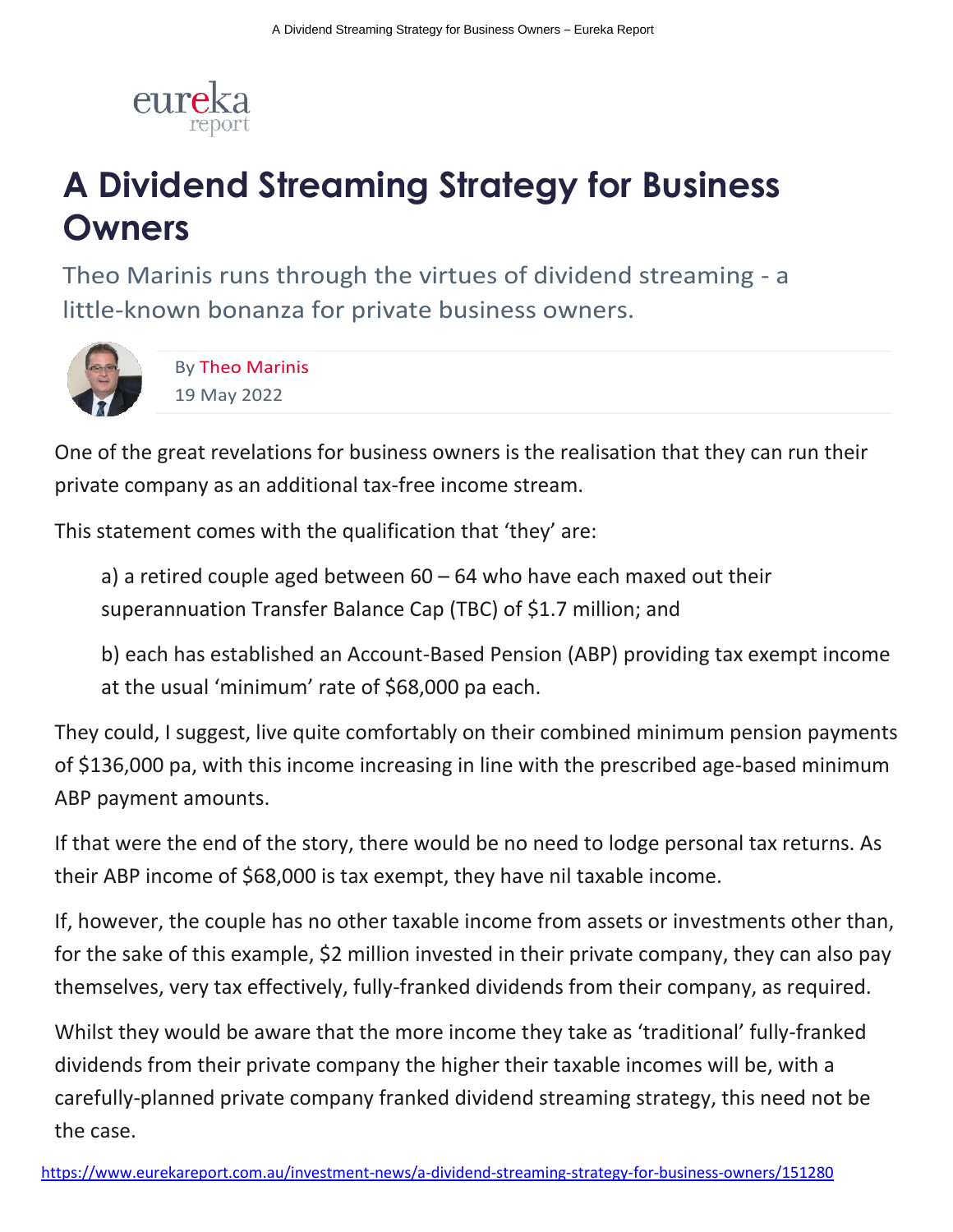# A Dividend Streaming Strategy for Business Owners

Theo Marinis runs through the virtues of dividend streaming - a little-known bonanza for private business owners.

By Theo Marinis
19 May 2022

One of the great revelations for business owners is the realisation that they can run their private company as an additional tax-free income stream.

This statement comes with the qualification that 'they' are:

a) a retired couple aged between 60 – 64 who have each maxed out their superannuation Transfer Balance Cap (TBC) of $1.7 million; and

b) each has established an Account-Based Pension (ABP) providing tax exempt income at the usual 'minimum' rate of $68,000 pa each.

They could, I suggest, live quite comfortably on their combined minimum pension payments of $136,000 pa, with this income increasing in line with the prescribed age-based minimum ABP payment amounts.

If that were the end of the story, there would be no need to lodge personal tax returns. As their ABP income of $68,000 is tax exempt, they have nil taxable income.

If, however, the couple has no other taxable income from assets or investments other than, for the sake of this example, $2 million invested in their private company, they can also pay themselves, very tax effectively, fully-franked dividends from their company, as required.

Whilst they would be aware that the more income they take as 'traditional' fully-franked dividends from their private company the higher their taxable incomes will be, with a carefully-planned private company franked dividend streaming strategy, this need not be the case.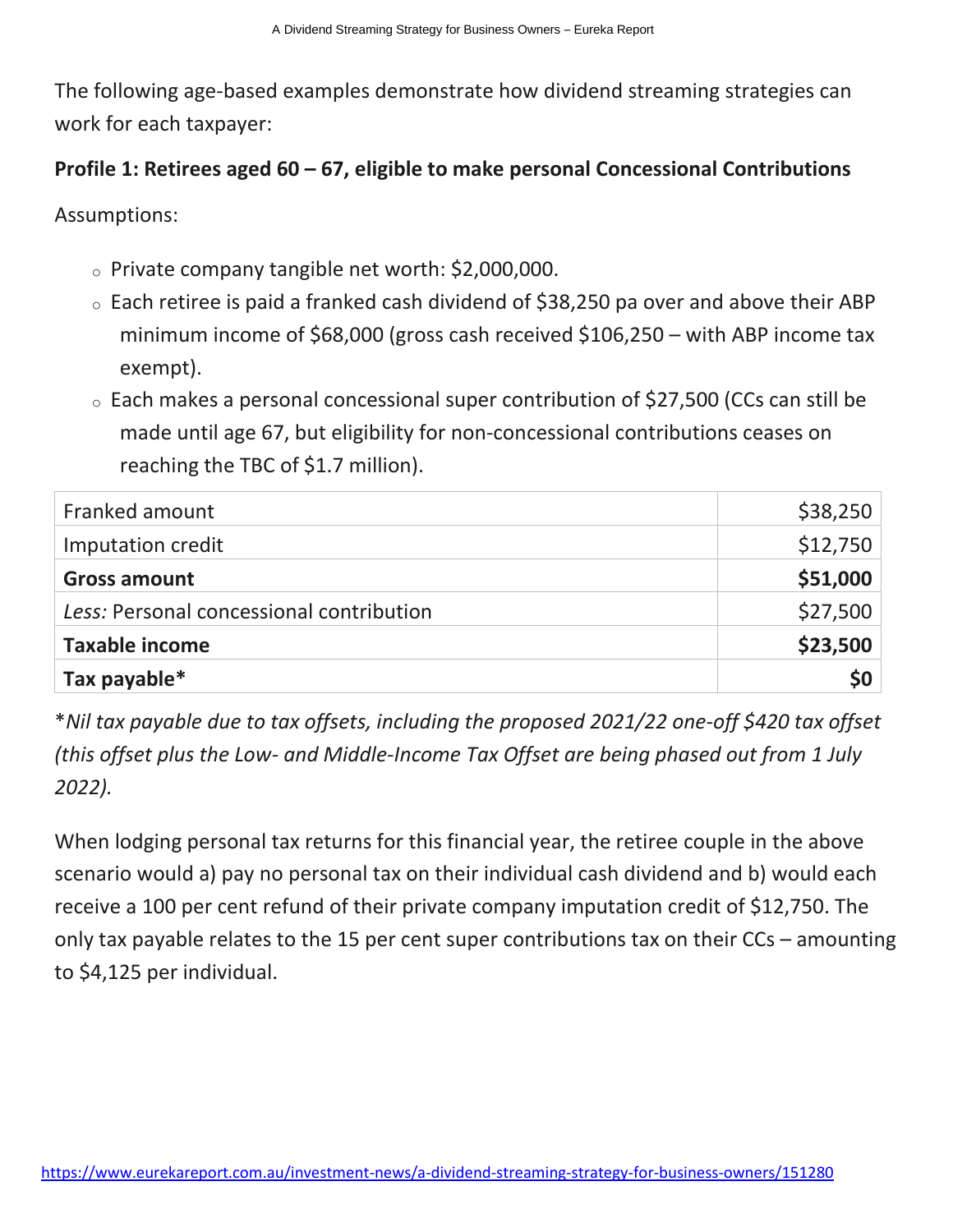The following age-based examples demonstrate how dividend streaming strategies can work for each taxpayer:

**Profile 1: Retirees aged 60 – 67, eligible to make personal Concessional Contributions**

Assumptions:

- Private company tangible net worth: $2,000,000.
- Each retiree is paid a franked cash dividend of $38,250 pa over and above their ABP minimum income of $68,000 (gross cash received $106,250 – with ABP income tax exempt).
- Each makes a personal concessional super contribution of $27,500 (CCs can still be made until age 67, but eligibility for non-concessional contributions ceases on reaching the TBC of $1.7 million).

| | |
|---|---:|
| Franked amount | $38,250 |
| Imputation credit | $12,750 |
| **Gross amount** | **$51,000** |
| *Less:* Personal concessional contribution | $27,500 |
| **Taxable income** | **$23,500** |
| **Tax payable*** | **$0** |

**Nil tax payable due to tax offsets, including the proposed 2021/22 one-off $420 tax offset (this offset plus the Low- and Middle-Income Tax Offset are being phased out from 1 July 2022).*

When lodging personal tax returns for this financial year, the retiree couple in the above scenario would a) pay no personal tax on their individual cash dividend and b) would each receive a 100 per cent refund of their private company imputation credit of $12,750. The only tax payable relates to the 15 per cent super contributions tax on their CCs – amounting to $4,125 per individual.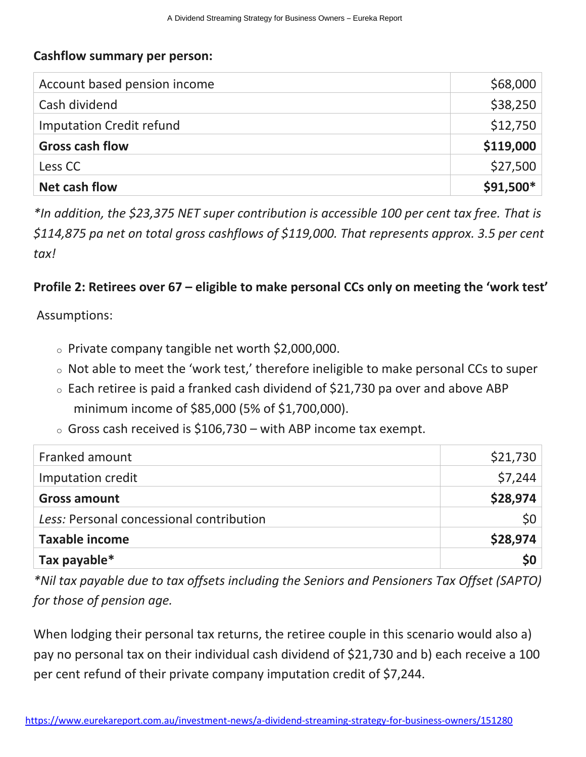**Cashflow summary per person:**

| | |
|---|---|
| Account based pension income | $68,000 |
| Cash dividend | $38,250 |
| Imputation Credit refund | $12,750 |
| **Gross cash flow** | **$119,000** |
| Less CC | $27,500 |
| **Net cash flow** | **$91,500*** |

*\*In addition, the $23,375 NET super contribution is accessible 100 per cent tax free. That is $114,875 pa net on total gross cashflows of $119,000. That represents approx. 3.5 per cent tax!*

**Profile 2: Retirees over 67 – eligible to make personal CCs only on meeting the 'work test'**

Assumptions:

- Private company tangible net worth $2,000,000.
- Not able to meet the 'work test,' therefore ineligible to make personal CCs to super
- Each retiree is paid a franked cash dividend of $21,730 pa over and above ABP minimum income of $85,000 (5% of $1,700,000).
- Gross cash received is $106,730 – with ABP income tax exempt.

| | |
|---|---|
| Franked amount | $21,730 |
| Imputation credit | $7,244 |
| **Gross amount** | **$28,974** |
| *Less:* Personal concessional contribution | $0 |
| **Taxable income** | **$28,974** |
| **Tax payable*** | **$0** |

*\*Nil tax payable due to tax offsets including the Seniors and Pensioners Tax Offset (SAPTO) for those of pension age.*

When lodging their personal tax returns, the retiree couple in this scenario would also a) pay no personal tax on their individual cash dividend of $21,730 and b) each receive a 100 per cent refund of their private company imputation credit of $7,244.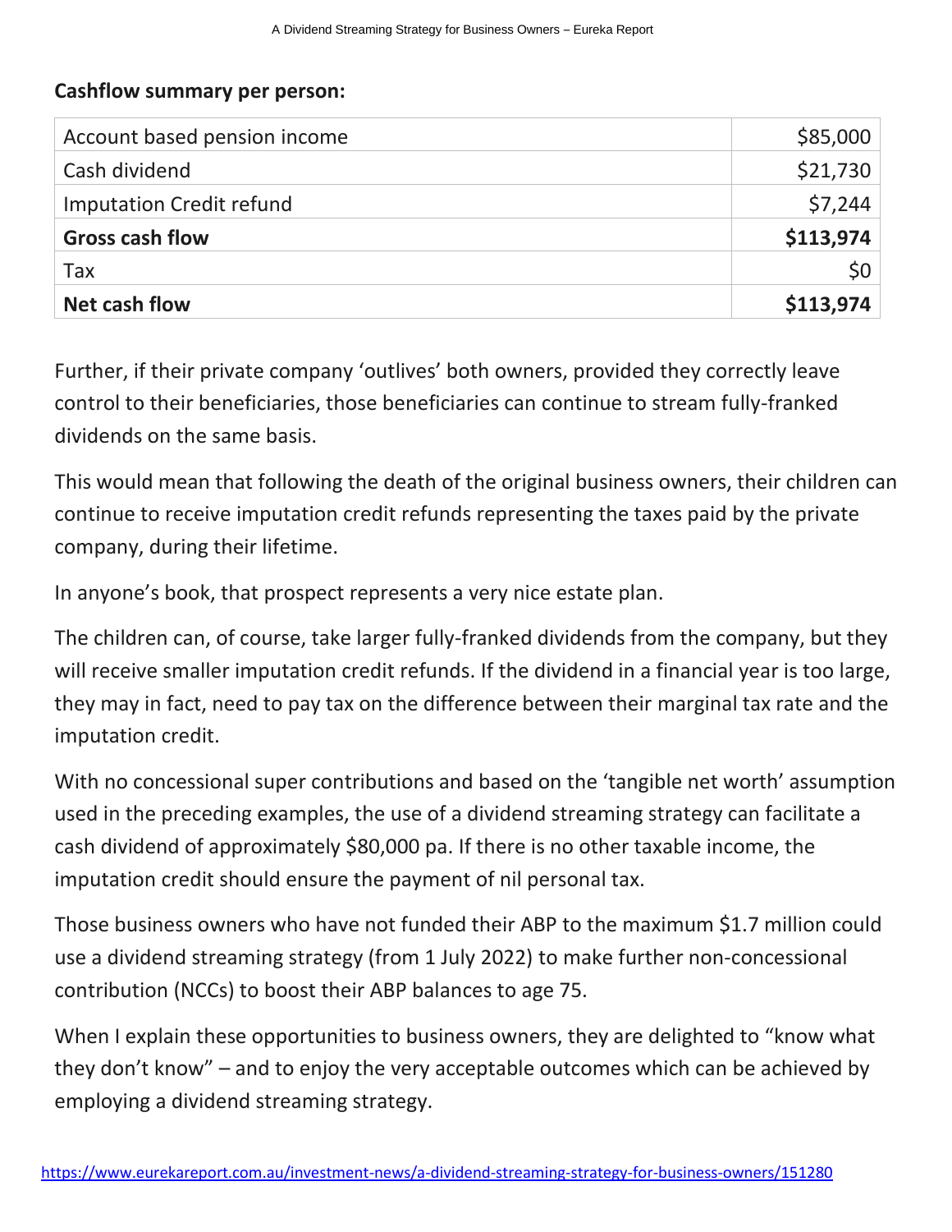**Cashflow summary per person:**

| | |
|---|---|
| Account based pension income | $85,000 |
| Cash dividend | $21,730 |
| Imputation Credit refund | $7,244 |
| **Gross cash flow** | **$113,974** |
| Tax | $0 |
| **Net cash flow** | **$113,974** |

Further, if their private company 'outlives' both owners, provided they correctly leave control to their beneficiaries, those beneficiaries can continue to stream fully-franked dividends on the same basis.

This would mean that following the death of the original business owners, their children can continue to receive imputation credit refunds representing the taxes paid by the private company, during their lifetime.

In anyone's book, that prospect represents a very nice estate plan.

The children can, of course, take larger fully-franked dividends from the company, but they will receive smaller imputation credit refunds. If the dividend in a financial year is too large, they may in fact, need to pay tax on the difference between their marginal tax rate and the imputation credit.

With no concessional super contributions and based on the 'tangible net worth' assumption used in the preceding examples, the use of a dividend streaming strategy can facilitate a cash dividend of approximately $80,000 pa. If there is no other taxable income, the imputation credit should ensure the payment of nil personal tax.

Those business owners who have not funded their ABP to the maximum $1.7 million could use a dividend streaming strategy (from 1 July 2022) to make further non-concessional contribution (NCCs) to boost their ABP balances to age 75.

When I explain these opportunities to business owners, they are delighted to "know what they don't know" – and to enjoy the very acceptable outcomes which can be achieved by employing a dividend streaming strategy.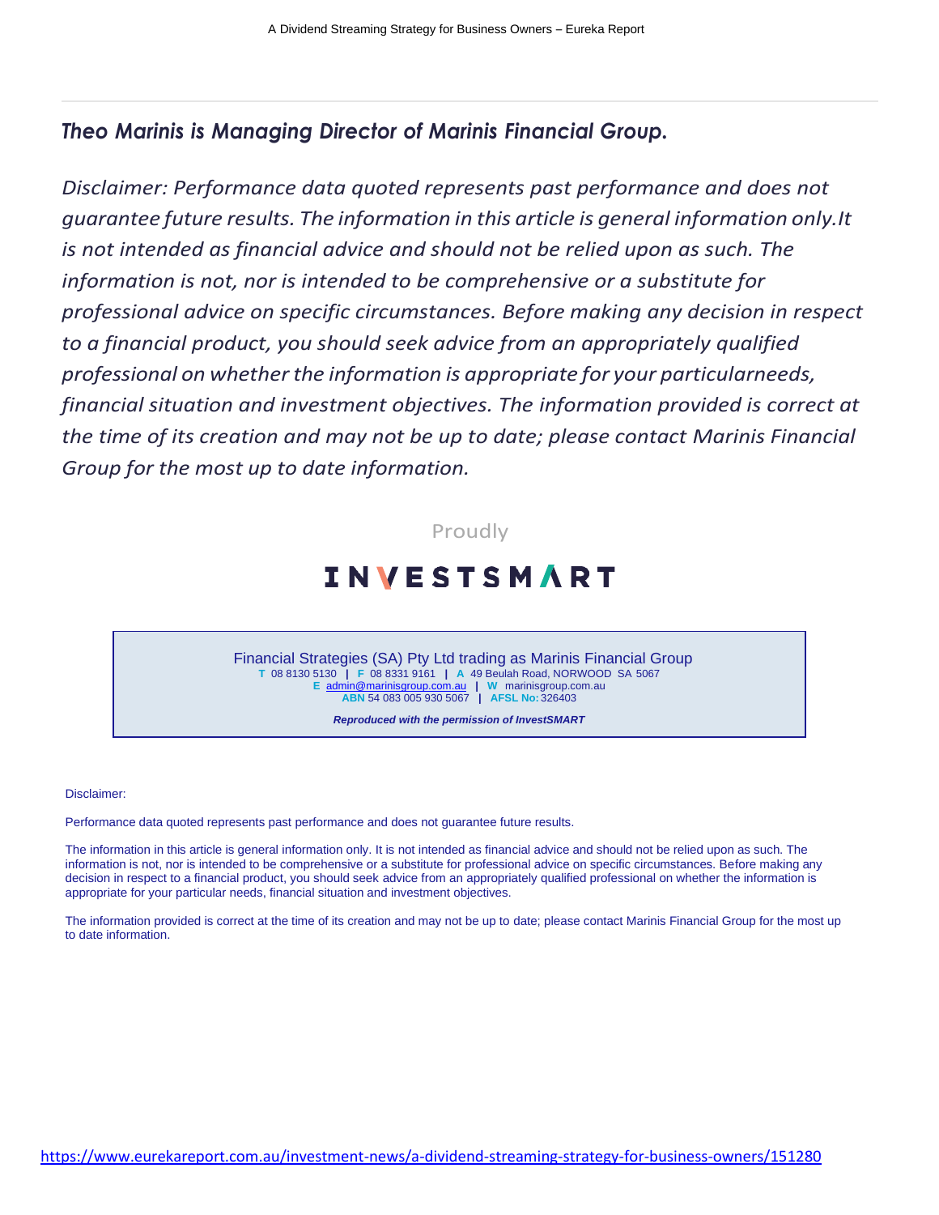***Theo Marinis is Managing Director of Marinis Financial Group.***

*Disclaimer: Performance data quoted represents past performance and does not guarantee future results. The information in this article is general information only.It is not intended as financial advice and should not be relied upon as such. The information is not, nor is intended to be comprehensive or a substitute for professional advice on specific circumstances. Before making any decision in respect to a financial product, you should seek advice from an appropriately qualified professional on whether the information is appropriate for your particularneeds, financial situation and investment objectives. The information provided is correct at the time of its creation and may not be up to date; please contact Marinis Financial Group for the most up to date information.*

Proudly

INVESTSMART

Financial Strategies (SA) Pty Ltd trading as Marinis Financial Group
**T** 08 8130 5130 | **F** 08 8331 9161 | **A** 49 Beulah Road, NORWOOD SA 5067
**E** admin@marinisgroup.com.au | **W** marinisgroup.com.au
**ABN** 54 083 005 930 5067 | **AFSL No:** 326403

***Reproduced with the permission of InvestSMART***

Disclaimer:

Performance data quoted represents past performance and does not guarantee future results.

The information in this article is general information only. It is not intended as financial advice and should not be relied upon as such. The information is not, nor is intended to be comprehensive or a substitute for professional advice on specific circumstances. Before making any decision in respect to a financial product, you should seek advice from an appropriately qualified professional on whether the information is appropriate for your particular needs, financial situation and investment objectives.

The information provided is correct at the time of its creation and may not be up to date; please contact Marinis Financial Group for the most up to date information.